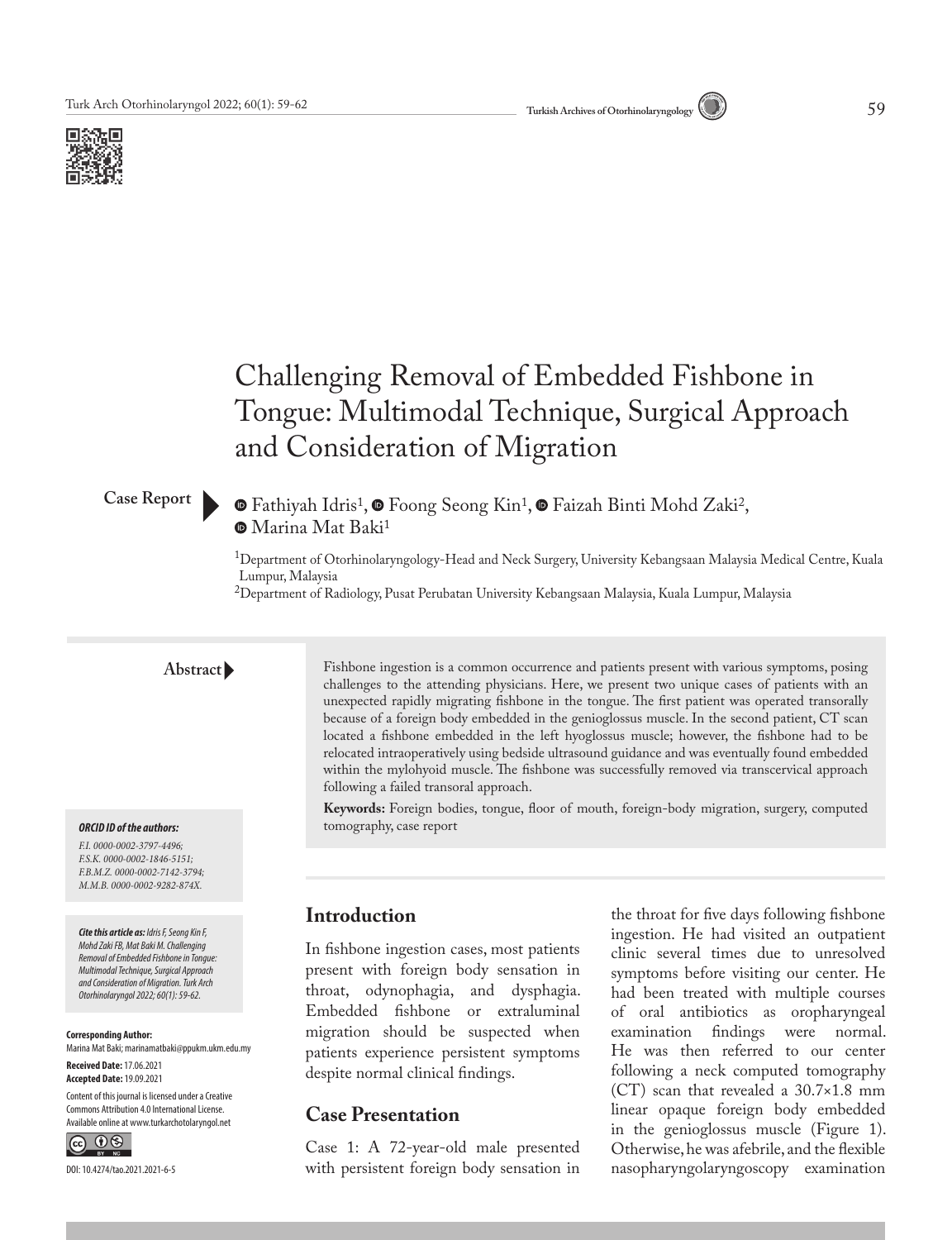# Challenging Removal of Embedded Fishbone in Tongue: Multimodal Technique, Surgical Approach and Consideration of Migration

**Case Report**

Fathiyah Idris[1], Foong Seong Kin[1], Faizah Binti Mohd Zaki[2], Marina Mat Baki[1]

[1]Department of Otorhinolaryngology-Head and Neck Surgery, University Kebangsaan Malaysia Medical Centre, Kuala Lumpur, Malaysia
[2]Department of Radiology, Pusat Perubatan University Kebangsaan Malaysia, Kuala Lumpur, Malaysia

**Abstract**

Fishbone ingestion is a common occurrence and patients present with various symptoms, posing challenges to the attending physicians. Here, we present two unique cases of patients with an unexpected rapidly migrating fishbone in the tongue. The first patient was operated transorally because of a foreign body embedded in the genioglossus muscle. In the second patient, CT scan located a fishbone embedded in the left hyoglossus muscle; however, the fishbone had to be relocated intraoperatively using bedside ultrasound guidance and was eventually found embedded within the mylohyoid muscle. The fishbone was successfully removed via transcervical approach following a failed transoral approach.

**Keywords:** Foreign bodies, tongue, floor of mouth, foreign-body migration, surgery, computed tomography, case report

***ORCID ID of the authors:***

*F.I. 0000-0002-3797-4496;*
*F.S.K. 0000-0002-1846-5151;*
*F.B.M.Z. 0000-0002-7142-3794;*
*M.M.B. 0000-0002-9282-874X.*

***Cite this article as:*** *Idris F, Seong Kin F, Mohd Zaki FB, Mat Baki M. Challenging Removal of Embedded Fishbone in Tongue: Multimodal Technique, Surgical Approach and Consideration of Migration. Turk Arch Otorhinolaryngol 2022; 60(1): 59-62.*

**Corresponding Author:**
Marina Mat Baki; marinamatbaki@ppukm.ukm.edu.my

**Received Date:** 17.06.2021
**Accepted Date:** 19.09.2021

Content of this journal is licensed under a Creative Commons Attribution 4.0 International License. Available online at www.turkarchotolaryngol.net

DOI: 10.4274/tao.2021.2021-6-5

## Introduction

In fishbone ingestion cases, most patients present with foreign body sensation in throat, odynophagia, and dysphagia. Embedded fishbone or extraluminal migration should be suspected when patients experience persistent symptoms despite normal clinical findings.

## Case Presentation

Case 1: A 72-year-old male presented with persistent foreign body sensation in the throat for five days following fishbone ingestion. He had visited an outpatient clinic several times due to unresolved symptoms before visiting our center. He had been treated with multiple courses of oral antibiotics as oropharyngeal examination findings were normal. He was then referred to our center following a neck computed tomography (CT) scan that revealed a 30.7×1.8 mm linear opaque foreign body embedded in the genioglossus muscle (Figure 1). Otherwise, he was afebrile, and the flexible nasopharyngolaryngoscopy examination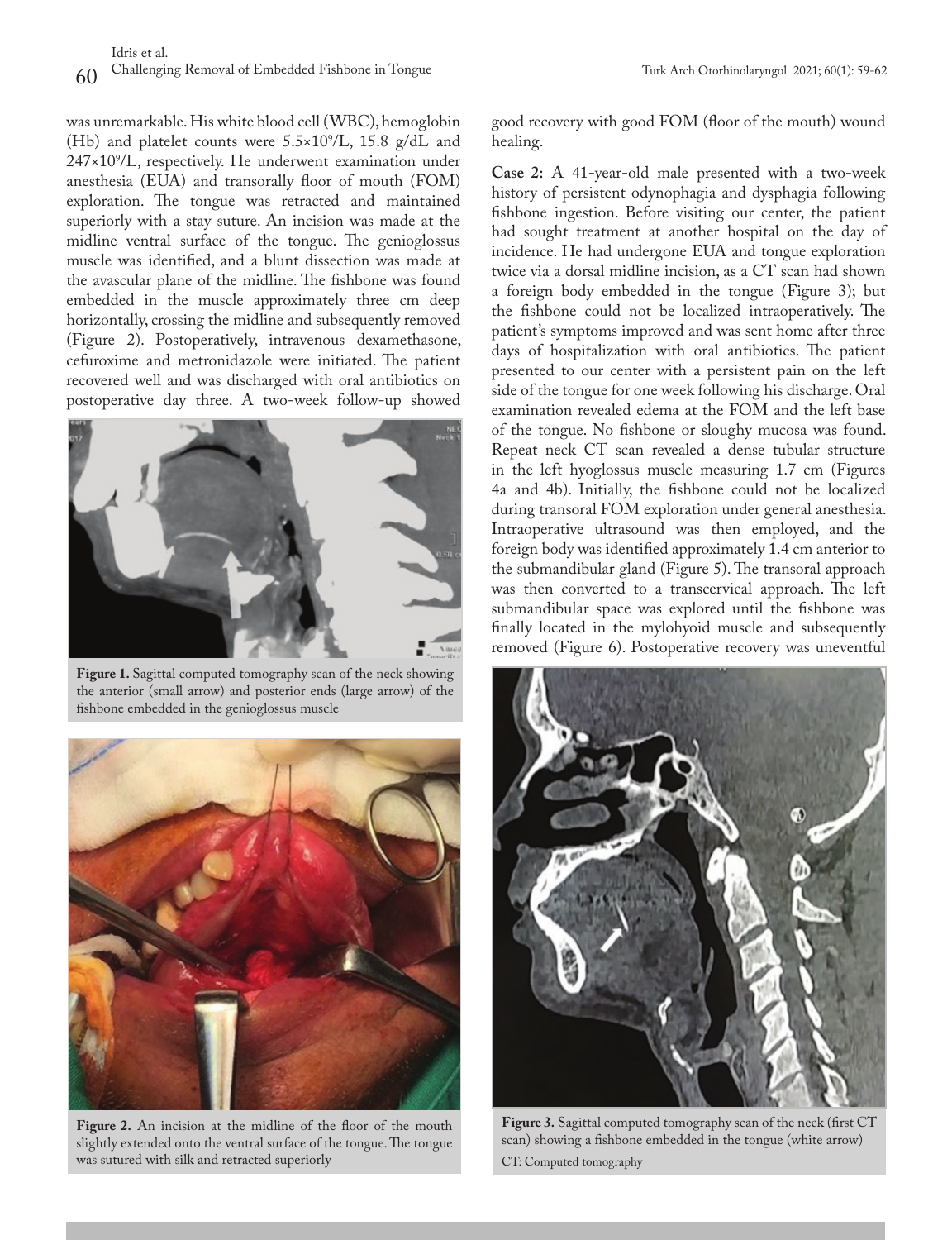was unremarkable. His white blood cell (WBC), hemoglobin (Hb) and platelet counts were $5.5{\times}10^9$/L, 15.8 g/dL and $247{\times}10^9$/L, respectively. He underwent examination under anesthesia (EUA) and transorally floor of mouth (FOM) exploration. The tongue was retracted and maintained superiorly with a stay suture. An incision was made at the midline ventral surface of the tongue. The genioglossus muscle was identified, and a blunt dissection was made at the avascular plane of the midline. The fishbone was found embedded in the muscle approximately three cm deep horizontally, crossing the midline and subsequently removed (Figure 2). Postoperatively, intravenous dexamethasone, cefuroxime and metronidazole were initiated. The patient recovered well and was discharged with oral antibiotics on postoperative day three. A two-week follow-up showed good recovery with good FOM (floor of the mouth) wound healing.

**Figure 1.** Sagittal computed tomography scan of the neck showing the anterior (small arrow) and posterior ends (large arrow) of the fishbone embedded in the genioglossus muscle

**Figure 2.** An incision at the midline of the floor of the mouth slightly extended onto the ventral surface of the tongue. The tongue was sutured with silk and retracted superiorly

**Case 2:** A 41-year-old male presented with a two-week history of persistent odynophagia and dysphagia following fishbone ingestion. Before visiting our center, the patient had sought treatment at another hospital on the day of incidence. He had undergone EUA and tongue exploration twice via a dorsal midline incision, as a CT scan had shown a foreign body embedded in the tongue (Figure 3); but the fishbone could not be localized intraoperatively. The patient's symptoms improved and was sent home after three days of hospitalization with oral antibiotics. The patient presented to our center with a persistent pain on the left side of the tongue for one week following his discharge. Oral examination revealed edema at the FOM and the left base of the tongue. No fishbone or sloughy mucosa was found. Repeat neck CT scan revealed a dense tubular structure in the left hyoglossus muscle measuring 1.7 cm (Figures 4a and 4b). Initially, the fishbone could not be localized during transoral FOM exploration under general anesthesia. Intraoperative ultrasound was then employed, and the foreign body was identified approximately 1.4 cm anterior to the submandibular gland (Figure 5). The transoral approach was then converted to a transcervical approach. The left submandibular space was explored until the fishbone was finally located in the mylohyoid muscle and subsequently removed (Figure 6). Postoperative recovery was uneventful

**Figure 3.** Sagittal computed tomography scan of the neck (first CT scan) showing a fishbone embedded in the tongue (white arrow)

CT: Computed tomography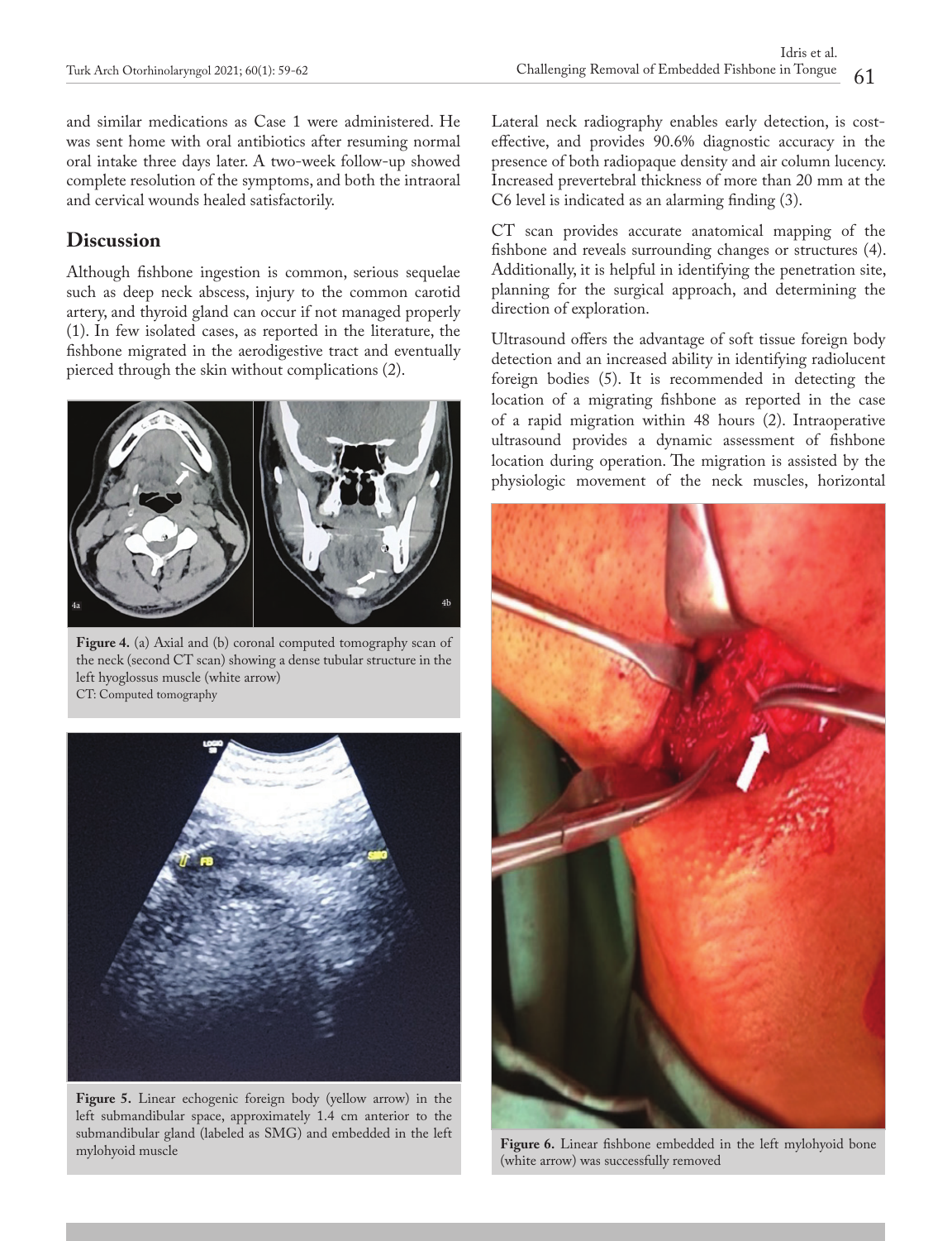and similar medications as Case 1 were administered. He was sent home with oral antibiotics after resuming normal oral intake three days later. A two-week follow-up showed complete resolution of the symptoms, and both the intraoral and cervical wounds healed satisfactorily.

## Discussion

Although fishbone ingestion is common, serious sequelae such as deep neck abscess, injury to the common carotid artery, and thyroid gland can occur if not managed properly (1). In few isolated cases, as reported in the literature, the fishbone migrated in the aerodigestive tract and eventually pierced through the skin without complications (2).

**Figure 4.** (a) Axial and (b) coronal computed tomography scan of the neck (second CT scan) showing a dense tubular structure in the left hyoglossus muscle (white arrow)
CT: Computed tomography

**Figure 5.** Linear echogenic foreign body (yellow arrow) in the left submandibular space, approximately 1.4 cm anterior to the submandibular gland (labeled as SMG) and embedded in the left mylohyoid muscle

Lateral neck radiography enables early detection, is cost-effective, and provides 90.6% diagnostic accuracy in the presence of both radiopaque density and air column lucency. Increased prevertebral thickness of more than 20 mm at the C6 level is indicated as an alarming finding (3).

CT scan provides accurate anatomical mapping of the fishbone and reveals surrounding changes or structures (4). Additionally, it is helpful in identifying the penetration site, planning for the surgical approach, and determining the direction of exploration.

Ultrasound offers the advantage of soft tissue foreign body detection and an increased ability in identifying radiolucent foreign bodies (5). It is recommended in detecting the location of a migrating fishbone as reported in the case of a rapid migration within 48 hours (2). Intraoperative ultrasound provides a dynamic assessment of fishbone location during operation. The migration is assisted by the physiologic movement of the neck muscles, horizontal

**Figure 6.** Linear fishbone embedded in the left mylohyoid bone (white arrow) was successfully removed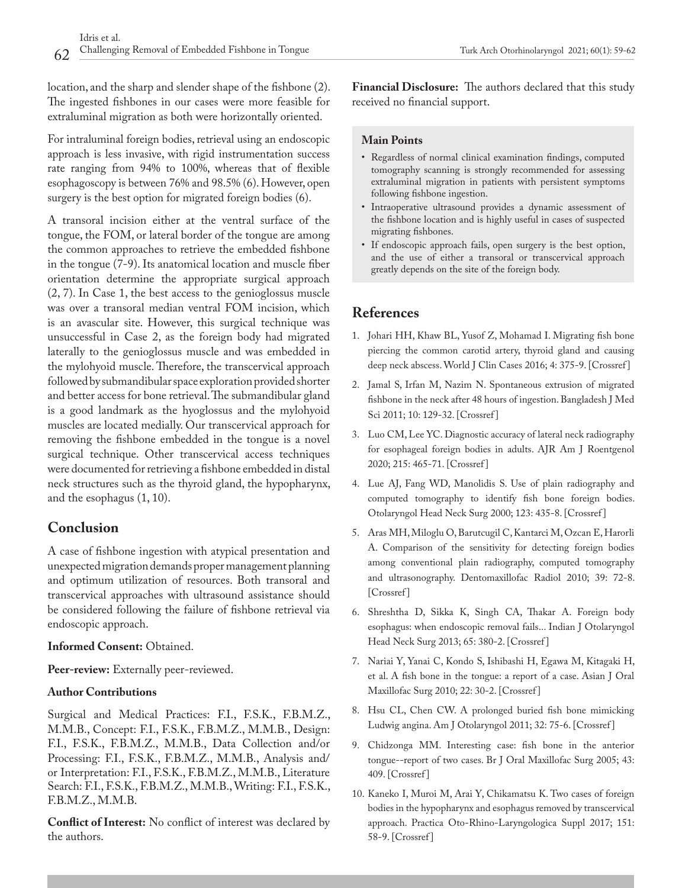location, and the sharp and slender shape of the fishbone (2). The ingested fishbones in our cases were more feasible for extraluminal migration as both were horizontally oriented.

For intraluminal foreign bodies, retrieval using an endoscopic approach is less invasive, with rigid instrumentation success rate ranging from 94% to 100%, whereas that of flexible esophagoscopy is between 76% and 98.5% (6). However, open surgery is the best option for migrated foreign bodies (6).

A transoral incision either at the ventral surface of the tongue, the FOM, or lateral border of the tongue are among the common approaches to retrieve the embedded fishbone in the tongue (7-9). Its anatomical location and muscle fiber orientation determine the appropriate surgical approach (2, 7). In Case 1, the best access to the genioglossus muscle was over a transoral median ventral FOM incision, which is an avascular site. However, this surgical technique was unsuccessful in Case 2, as the foreign body had migrated laterally to the genioglossus muscle and was embedded in the mylohyoid muscle. Therefore, the transcervical approach followed by submandibular space exploration provided shorter and better access for bone retrieval. The submandibular gland is a good landmark as the hyoglossus and the mylohyoid muscles are located medially. Our transcervical approach for removing the fishbone embedded in the tongue is a novel surgical technique. Other transcervical access techniques were documented for retrieving a fishbone embedded in distal neck structures such as the thyroid gland, the hypopharynx, and the esophagus (1, 10).

## Conclusion

A case of fishbone ingestion with atypical presentation and unexpected migration demands proper management planning and optimum utilization of resources. Both transoral and transcervical approaches with ultrasound assistance should be considered following the failure of fishbone retrieval via endoscopic approach.

**Informed Consent:** Obtained.

**Peer-review:** Externally peer-reviewed.

**Author Contributions**

Surgical and Medical Practices: F.I., F.S.K., F.B.M.Z., M.M.B., Concept: F.I., F.S.K., F.B.M.Z., M.M.B., Design: F.I., F.S.K., F.B.M.Z., M.M.B., Data Collection and/or Processing: F.I., F.S.K., F.B.M.Z., M.M.B., Analysis and/or Interpretation: F.I., F.S.K., F.B.M.Z., M.M.B., Literature Search: F.I., F.S.K., F.B.M.Z., M.M.B., Writing: F.I., F.S.K., F.B.M.Z., M.M.B.

**Conflict of Interest:** No conflict of interest was declared by the authors.

**Financial Disclosure:** The authors declared that this study received no financial support.

**Main Points**

- Regardless of normal clinical examination findings, computed tomography scanning is strongly recommended for assessing extraluminal migration in patients with persistent symptoms following fishbone ingestion.
- Intraoperative ultrasound provides a dynamic assessment of the fishbone location and is highly useful in cases of suspected migrating fishbones.
- If endoscopic approach fails, open surgery is the best option, and the use of either a transoral or transcervical approach greatly depends on the site of the foreign body.

## References

1. Johari HH, Khaw BL, Yusof Z, Mohamad I. Migrating fish bone piercing the common carotid artery, thyroid gland and causing deep neck abscess. World J Clin Cases 2016; 4: 375-9. [Crossref]
2. Jamal S, Irfan M, Nazim N. Spontaneous extrusion of migrated fishbone in the neck after 48 hours of ingestion. Bangladesh J Med Sci 2011; 10: 129-32. [Crossref]
3. Luo CM, Lee YC. Diagnostic accuracy of lateral neck radiography for esophageal foreign bodies in adults. AJR Am J Roentgenol 2020; 215: 465-71. [Crossref]
4. Lue AJ, Fang WD, Manolidis S. Use of plain radiography and computed tomography to identify fish bone foreign bodies. Otolaryngol Head Neck Surg 2000; 123: 435-8. [Crossref]
5. Aras MH, Miloglu O, Barutcugil C, Kantarci M, Ozcan E, Harorli A. Comparison of the sensitivity for detecting foreign bodies among conventional plain radiography, computed tomography and ultrasonography. Dentomaxillofac Radiol 2010; 39: 72-8. [Crossref]
6. Shreshtha D, Sikka K, Singh CA, Thakar A. Foreign body esophagus: when endoscopic removal fails... Indian J Otolaryngol Head Neck Surg 2013; 65: 380-2. [Crossref]
7. Nariai Y, Yanai C, Kondo S, Ishibashi H, Egawa M, Kitagaki H, et al. A fish bone in the tongue: a report of a case. Asian J Oral Maxillofac Surg 2010; 22: 30-2. [Crossref]
8. Hsu CL, Chen CW. A prolonged buried fish bone mimicking Ludwig angina. Am J Otolaryngol 2011; 32: 75-6. [Crossref]
9. Chidzonga MM. Interesting case: fish bone in the anterior tongue--report of two cases. Br J Oral Maxillofac Surg 2005; 43: 409. [Crossref]
10. Kaneko I, Muroi M, Arai Y, Chikamatsu K. Two cases of foreign bodies in the hypopharynx and esophagus removed by transcervical approach. Practica Oto-Rhino-Laryngologica Suppl 2017; 151: 58-9. [Crossref]